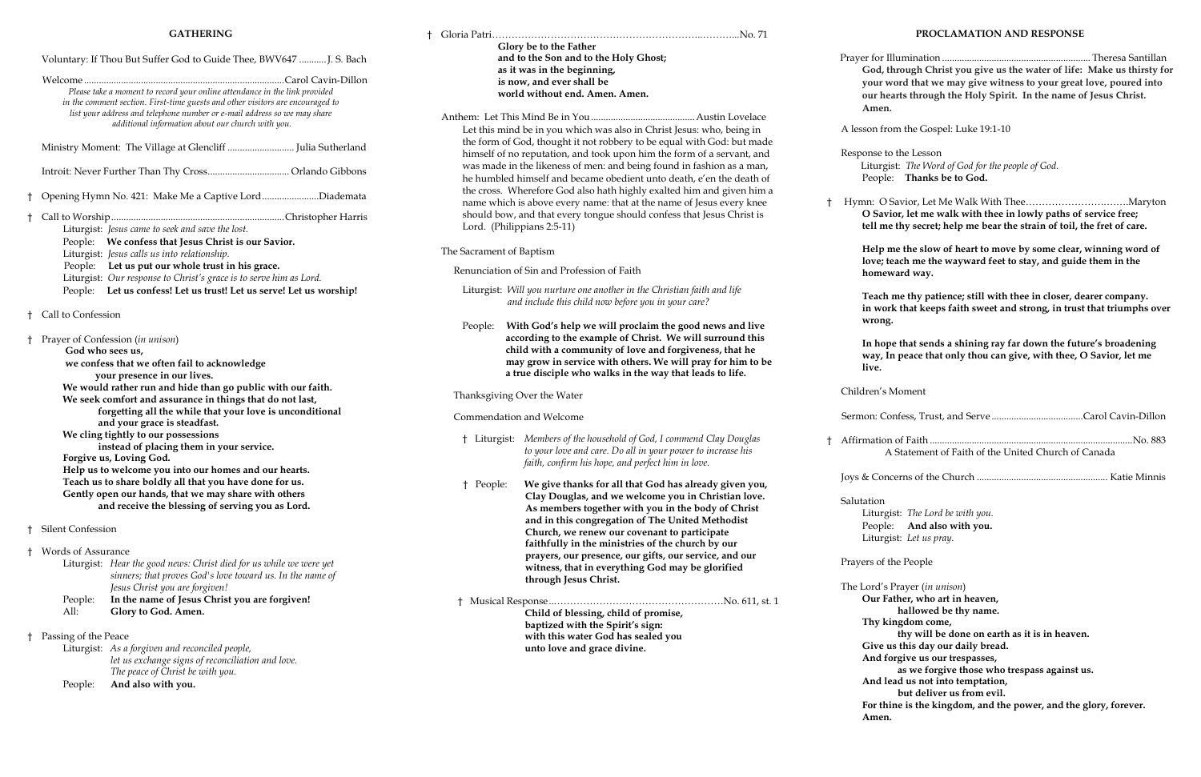## GATHERING

Voluntary: If Thou But Suffer God to Guide Thee, BWV647 ........... J. S. Bach

Welcome .................................................................................Carol Cavin-Dillon

*Please take a moment to record your online attendance in the link provided in the comment section. First-time guests and other visitors are encouraged to list your address and telephone number or e-mail address so we may share additional information about our church with you.*

Ministry Moment: The Village at Glencliff ........................... Julia Sutherland

Introit: Never Further Than Thy Cross................................. Orlando Gibbons

† Opening Hymn No. 421: Make Me a Captive Lord.......................Diademata

† Call to Worship......................................................................Christopher Harris

Liturgist: *Jesus came to seek and save the lost.*
People: **We confess that Jesus Christ is our Savior.**
Liturgist: *Jesus calls us into relationship.*
People: **Let us put our whole trust in his grace.**
Liturgist: *Our response to Christ's grace is to serve him as Lord.*
People: **Let us confess! Let us trust! Let us serve! Let us worship!**

† Call to Confession

† Prayer of Confession (*in unison*)

**God who sees us,**
**we confess that we often fail to acknowledge**
**your presence in our lives.**
**We would rather run and hide than go public with our faith.**
**We seek comfort and assurance in things that do not last,**
**forgetting all the while that your love is unconditional**
**and your grace is steadfast.**
**We cling tightly to our possessions**
**instead of placing them in your service.**
**Forgive us, Loving God.**
**Help us to welcome you into our homes and our hearts.**
**Teach us to share boldly all that you have done for us.**
**Gently open our hands, that we may share with others**
**and receive the blessing of serving you as Lord.**

† Silent Confession

† Words of Assurance

Liturgist: *Hear the good news: Christ died for us while we were yet sinners; that proves God's love toward us. In the name of Jesus Christ you are forgiven!*
People: **In the name of Jesus Christ you are forgiven!**
All: **Glory to God. Amen.**

† Passing of the Peace

Liturgist: *As a forgiven and reconciled people, let us exchange signs of reconciliation and love. The peace of Christ be with you.*
People: **And also with you.**

† Gloria Patri……………………………………………………………..………...No. 71

**Glory be to the Father**
**and to the Son and to the Holy Ghost;**
**as it was in the beginning,**
**is now, and ever shall be**
**world without end. Amen. Amen.**

Anthem: Let This Mind Be in You .......................................... Austin Lovelace

Let this mind be in you which was also in Christ Jesus: who, being in the form of God, thought it not robbery to be equal with God: but made himself of no reputation, and took upon him the form of a servant, and was made in the likeness of men: and being found in fashion as a man, he humbled himself and became obedient unto death, e'en the death of the cross. Wherefore God also hath highly exalted him and given him a name which is above every name: that at the name of Jesus every knee should bow, and that every tongue should confess that Jesus Christ is Lord. (Philippians 2:5-11)

The Sacrament of Baptism

Renunciation of Sin and Profession of Faith

Liturgist: *Will you nurture one another in the Christian faith and life and include this child now before you in your care?*

People: **With God's help we will proclaim the good news and live according to the example of Christ. We will surround this child with a community of love and forgiveness, that he may grow in service with others. We will pray for him to be a true disciple who walks in the way that leads to life.**

Thanksgiving Over the Water

Commendation and Welcome

† Liturgist: *Members of the household of God, I commend Clay Douglas to your love and care. Do all in your power to increase his faith, confirm his hope, and perfect him in love.*

† People: **We give thanks for all that God has already given you, Clay Douglas, and we welcome you in Christian love. As members together with you in the body of Christ and in this congregation of The United Methodist Church, we renew our covenant to participate faithfully in the ministries of the church by our prayers, our presence, our gifts, our service, and our witness, that in everything God may be glorified through Jesus Christ.**

† Musical Response………………………………………………….No. 611, st. 1

**Child of blessing, child of promise,**
**baptized with the Spirit's sign:**
**with this water God has sealed you**
**unto love and grace divine.**

## PROCLAMATION AND RESPONSE

Prayer for Illumination ............................................................ Theresa Santillan

**God, through Christ you give us the water of life: Make us thirsty for your word that we may give witness to your great love, poured into our hearts through the Holy Spirit. In the name of Jesus Christ. Amen.**

A lesson from the Gospel: Luke 19:1-10

Response to the Lesson

Liturgist: *The Word of God for the people of God.*
People: **Thanks be to God.**

† Hymn: O Savior, Let Me Walk With Thee…………………….……….Maryton

**O Savior, let me walk with thee in lowly paths of service free; tell me thy secret; help me bear the strain of toil, the fret of care.**

**Help me the slow of heart to move by some clear, winning word of love; teach me the wayward feet to stay, and guide them in the homeward way.**

**Teach me thy patience; still with thee in closer, dearer company. in work that keeps faith sweet and strong, in trust that triumphs over wrong.**

**In hope that sends a shining ray far down the future's broadening way, In peace that only thou can give, with thee, O Savior, let me live.**

Children's Moment

Sermon: Confess, Trust, and Serve .....................................Carol Cavin-Dillon

† Affirmation of Faith ...................................................................................No. 883

A Statement of Faith of the United Church of Canada

Joys & Concerns of the Church ..................................................... Katie Minnis

Salutation

Liturgist: *The Lord be with you.*
People: **And also with you.**
Liturgist: *Let us pray.*

Prayers of the People

The Lord's Prayer (*in unison*)

**Our Father, who art in heaven,**
**hallowed be thy name.**
**Thy kingdom come,**
**thy will be done on earth as it is in heaven.**
**Give us this day our daily bread.**
**And forgive us our trespasses,**
**as we forgive those who trespass against us.**
**And lead us not into temptation,**
**but deliver us from evil.**
**For thine is the kingdom, and the power, and the glory, forever. Amen.**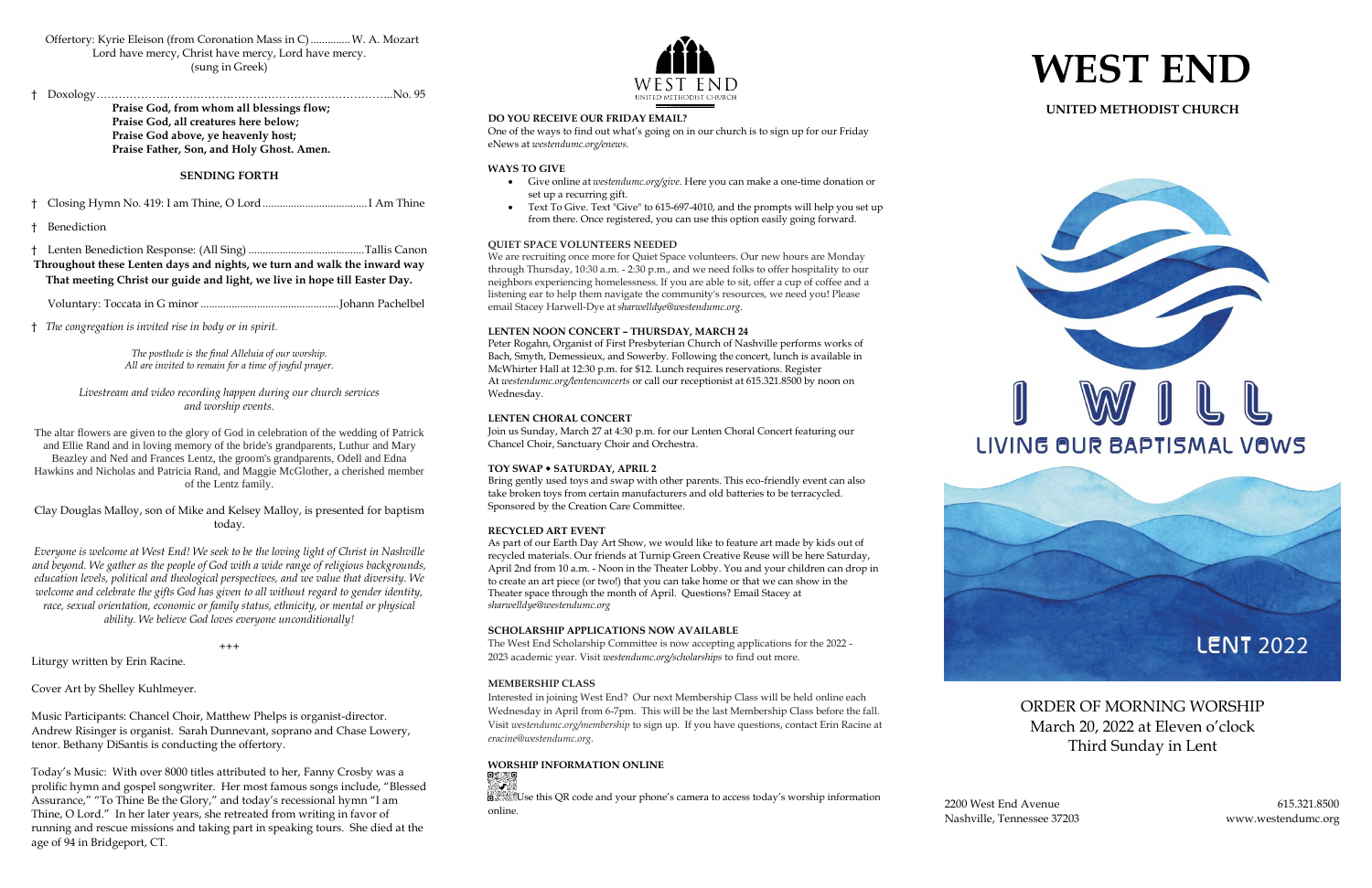Offertory: Kyrie Eleison (from Coronation Mass in C) .............. W. A. Mozart
Lord have mercy, Christ have mercy, Lord have mercy.
(sung in Greek)

† Doxology……………………………………………………………………..No. 95

**Praise God, from whom all blessings flow;**
**Praise God, all creatures here below;**
**Praise God above, ye heavenly host;**
**Praise Father, Son, and Holy Ghost. Amen.**

## SENDING FORTH

† Closing Hymn No. 419: I am Thine, O Lord ..................................... I Am Thine

† Benediction

† Lenten Benediction Response: (All Sing) ......................................... Tallis Canon
**Throughout these Lenten days and nights, we turn and walk the inward way**
**That meeting Christ our guide and light, we live in hope till Easter Day.**

Voluntary: Toccata in G minor ................................................. Johann Pachelbel

† *The congregation is invited rise in body or in spirit.*

*The postlude is the final Alleluia of our worship.*
*All are invited to remain for a time of joyful prayer.*

*Livestream and video recording happen during our church services and worship events.*

The altar flowers are given to the glory of God in celebration of the wedding of Patrick and Ellie Rand and in loving memory of the bride's grandparents, Luthur and Mary Beazley and Ned and Frances Lentz, the groom's grandparents, Odell and Edna Hawkins and Nicholas and Patricia Rand, and Maggie McGlother, a cherished member of the Lentz family.

Clay Douglas Malloy, son of Mike and Kelsey Malloy, is presented for baptism today.

*Everyone is welcome at West End! We seek to be the loving light of Christ in Nashville and beyond. We gather as the people of God with a wide range of religious backgrounds, education levels, political and theological perspectives, and we value that diversity. We welcome and celebrate the gifts God has given to all without regard to gender identity, race, sexual orientation, economic or family status, ethnicity, or mental or physical ability. We believe God loves everyone unconditionally!*

+++

Liturgy written by Erin Racine.

Cover Art by Shelley Kuhlmeyer.

Music Participants: Chancel Choir, Matthew Phelps is organist-director. Andrew Risinger is organist. Sarah Dunnevant, soprano and Chase Lowery, tenor. Bethany DiSantis is conducting the offertory.

Today's Music: With over 8000 titles attributed to her, Fanny Crosby was a prolific hymn and gospel songwriter. Her most famous songs include, "Blessed Assurance," "To Thine Be the Glory," and today's recessional hymn "I am Thine, O Lord." In her later years, she retreated from writing in favor of running and rescue missions and taking part in speaking tours. She died at the age of 94 in Bridgeport, CT.

WEST END
UNITED METHODIST CHURCH

### DO YOU RECEIVE OUR FRIDAY EMAIL?

One of the ways to find out what's going on in our church is to sign up for our Friday eNews at *westendumc.org/enews*.

### WAYS TO GIVE

- Give online at *westendumc.org/give*. Here you can make a one-time donation or set up a recurring gift.
- Text To Give. Text "Give" to 615-697-4010, and the prompts will help you set up from there. Once registered, you can use this option easily going forward.

### QUIET SPACE VOLUNTEERS NEEDED

We are recruiting once more for Quiet Space volunteers. Our new hours are Monday through Thursday, 10:30 a.m. - 2:30 p.m., and we need folks to offer hospitality to our neighbors experiencing homelessness. If you are able to sit, offer a cup of coffee and a listening ear to help them navigate the community's resources, we need you! Please email Stacey Harwell-Dye at *sharwelldye@westendumc.org*.

### LENTEN NOON CONCERT – THURSDAY, MARCH 24

Peter Rogahn, Organist of First Presbyterian Church of Nashville performs works of Bach, Smyth, Demessieux, and Sowerby. Following the concert, lunch is available in McWhirter Hall at 12:30 p.m. for $12. Lunch requires reservations. Register At *westendumc.org/lentenconcerts* or call our receptionist at 615.321.8500 by noon on Wednesday.

### LENTEN CHORAL CONCERT

Join us Sunday, March 27 at 4:30 p.m. for our Lenten Choral Concert featuring our Chancel Choir, Sanctuary Choir and Orchestra.

### TOY SWAP • SATURDAY, APRIL 2

Bring gently used toys and swap with other parents. This eco-friendly event can also take broken toys from certain manufacturers and old batteries to be terracycled. Sponsored by the Creation Care Committee.

### RECYCLED ART EVENT

As part of our Earth Day Art Show, we would like to feature art made by kids out of recycled materials. Our friends at Turnip Green Creative Reuse will be here Saturday, April 2nd from 10 a.m. - Noon in the Theater Lobby. You and your children can drop in to create an art piece (or two!) that you can take home or that we can show in the Theater space through the month of April. Questions? Email Stacey at *sharwelldye@westendumc.org*

### SCHOLARSHIP APPLICATIONS NOW AVAILABLE

The West End Scholarship Committee is now accepting applications for the 2022 - 2023 academic year. Visit *westendumc.org/scholarships* to find out more.

### MEMBERSHIP CLASS

Interested in joining West End? Our next Membership Class will be held online each Wednesday in April from 6-7pm. This will be the last Membership Class before the fall. Visit *westendumc.org/membership* to sign up. If you have questions, contact Erin Racine at *eracine@westendumc.org*.

### WORSHIP INFORMATION ONLINE

Use this QR code and your phone's camera to access today's worship information online.

# WEST END

**UNITED METHODIST CHURCH**

I WILL
LIVING OUR BAPTISMAL VOWS

LENT 2022

ORDER OF MORNING WORSHIP
March 20, 2022 at Eleven o'clock
Third Sunday in Lent

2200 West End Avenue
Nashville, Tennessee 37203

615.321.8500
www.westendumc.org